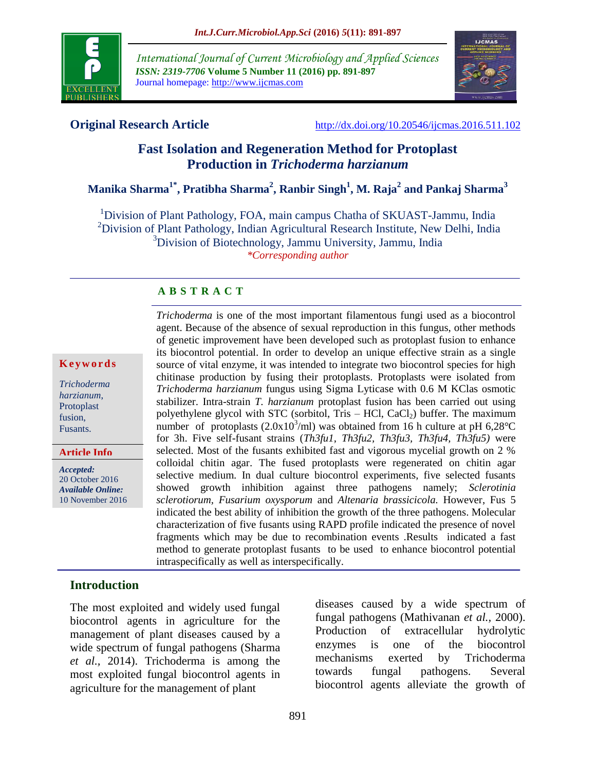**Original Research Article**

http://dx.doi.org/10.20546/ijcmas.2016.511.102

# Fast Isolation and Regeneration Method for Protoplast Production in *Trichoderma harzianum*

**Manika Sharma[1*], Pratibha Sharma[2], Ranbir Singh[1], M. Raja[2] and Pankaj Sharma[3]**

[1]Division of Plant Pathology, FOA, main campus Chatha of SKUAST-Jammu, India
[2]Division of Plant Pathology, Indian Agricultural Research Institute, New Delhi, India
[3]Division of Biotechnology, Jammu University, Jammu, India
*\*Corresponding author*

**Keywords**

*Trichoderma harzianum*, Protoplast fusion, Fusants.

**Article Info**

*Accepted:* 20 October 2016
*Available Online:* 10 November 2016

## A B S T R A C T

*Trichoderma* is one of the most important filamentous fungi used as a biocontrol agent. Because of the absence of sexual reproduction in this fungus, other methods of genetic improvement have been developed such as protoplast fusion to enhance its biocontrol potential. In order to develop an unique effective strain as a single source of vital enzyme, it was intended to integrate two biocontrol species for high chitinase production by fusing their protoplasts. Protoplasts were isolated from *Trichoderma harzianum* fungus using Sigma Lyticase with 0.6 M KClas osmotic stabilizer. Intra-strain *T. harzianum* protoplast fusion has been carried out using polyethylene glycol with STC (sorbitol, Tris – HCl, $CaCl_2$) buffer. The maximum number of protoplasts ($2.0x10^3$/ml) was obtained from 16 h culture at pH 6,28°C for 3h. Five self-fusant strains (*Th3fu1, Th3fu2, Th3fu3, Th3fu4, Th3fu5)* were selected. Most of the fusants exhibited fast and vigorous mycelial growth on 2 % colloidal chitin agar. The fused protoplasts were regenerated on chitin agar selective medium. In dual culture biocontrol experiments, five selected fusants showed growth inhibition against three pathogens namely; *Sclerotinia sclerotiorum, Fusarium oxysporum* and *Altenaria brassicicola.* However, Fus 5 indicated the best ability of inhibition the growth of the three pathogens. Molecular characterization of five fusants using RAPD profile indicated the presence of novel fragments which may be due to recombination events .Results indicated a fast method to generate protoplast fusants to be used to enhance biocontrol potential intraspecifically as well as interspecifically.

## Introduction

The most exploited and widely used fungal biocontrol agents in agriculture for the management of plant diseases caused by a wide spectrum of fungal pathogens (Sharma *et al.,* 2014). Trichoderma is among the most exploited fungal biocontrol agents in agriculture for the management of plant diseases caused by a wide spectrum of fungal pathogens (Mathivanan *et al.*, 2000). Production of extracellular hydrolytic enzymes is one of the biocontrol mechanisms exerted by Trichoderma towards fungal pathogens. Several biocontrol agents alleviate the growth of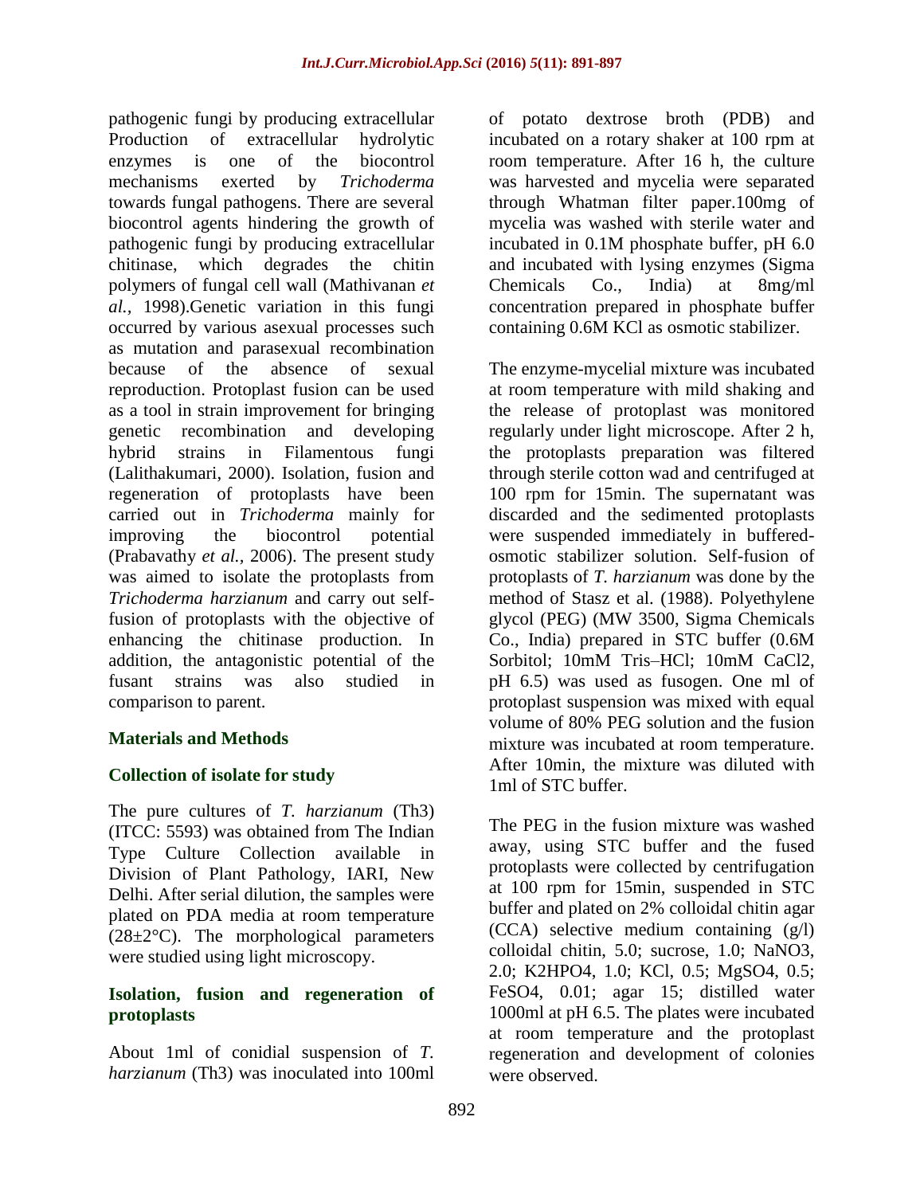pathogenic fungi by producing extracellular Production of extracellular hydrolytic enzymes is one of the biocontrol mechanisms exerted by *Trichoderma* towards fungal pathogens. There are several biocontrol agents hindering the growth of pathogenic fungi by producing extracellular chitinase, which degrades the chitin polymers of fungal cell wall (Mathivanan *et al.,* 1998).Genetic variation in this fungi occurred by various asexual processes such as mutation and parasexual recombination because of the absence of sexual reproduction. Protoplast fusion can be used as a tool in strain improvement for bringing genetic recombination and developing hybrid strains in Filamentous fungi (Lalithakumari, 2000). Isolation, fusion and regeneration of protoplasts have been carried out in *Trichoderma* mainly for improving the biocontrol potential (Prabavathy *et al.,* 2006). The present study was aimed to isolate the protoplasts from *Trichoderma harzianum* and carry out self-fusion of protoplasts with the objective of enhancing the chitinase production. In addition, the antagonistic potential of the fusant strains was also studied in comparison to parent.

## Materials and Methods

### Collection of isolate for study

The pure cultures of *T. harzianum* (Th3) (ITCC: 5593) was obtained from The Indian Type Culture Collection available in Division of Plant Pathology, IARI, New Delhi. After serial dilution, the samples were plated on PDA media at room temperature (28±2°C). The morphological parameters were studied using light microscopy.

### Isolation, fusion and regeneration of protoplasts

About 1ml of conidial suspension of *T. harzianum* (Th3) was inoculated into 100ml of potato dextrose broth (PDB) and incubated on a rotary shaker at 100 rpm at room temperature. After 16 h, the culture was harvested and mycelia were separated through Whatman filter paper.100mg of mycelia was washed with sterile water and incubated in 0.1M phosphate buffer, pH 6.0 and incubated with lysing enzymes (Sigma Chemicals Co., India) at 8mg/ml concentration prepared in phosphate buffer containing 0.6M KCl as osmotic stabilizer.

The enzyme-mycelial mixture was incubated at room temperature with mild shaking and the release of protoplast was monitored regularly under light microscope. After 2 h, the protoplasts preparation was filtered through sterile cotton wad and centrifuged at 100 rpm for 15min. The supernatant was discarded and the sedimented protoplasts were suspended immediately in buffered-osmotic stabilizer solution. Self-fusion of protoplasts of *T. harzianum* was done by the method of Stasz et al. (1988). Polyethylene glycol (PEG) (MW 3500, Sigma Chemicals Co., India) prepared in STC buffer (0.6M Sorbitol; 10mM Tris–HCl; 10mM $CaCl_2$, pH 6.5) was used as fusogen. One ml of protoplast suspension was mixed with equal volume of 80% PEG solution and the fusion mixture was incubated at room temperature. After 10min, the mixture was diluted with 1ml of STC buffer.

The PEG in the fusion mixture was washed away, using STC buffer and the fused protoplasts were collected by centrifugation at 100 rpm for 15min, suspended in STC buffer and plated on 2% colloidal chitin agar (CCA) selective medium containing (g/l) colloidal chitin, 5.0; sucrose, 1.0; $NaNO_3$, 2.0; $K_2HPO_4$, 1.0; KCl, 0.5; $MgSO_4$, 0.5; $FeSO_4$, 0.01; agar 15; distilled water 1000ml at pH 6.5. The plates were incubated at room temperature and the protoplast regeneration and development of colonies were observed.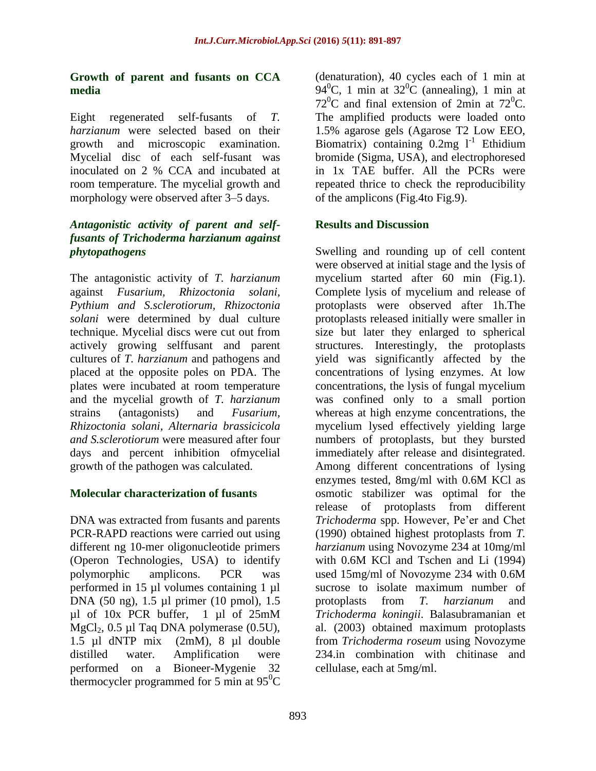### Growth of parent and fusants on CCA media

Eight regenerated self-fusants of *T. harzianum* were selected based on their growth and microscopic examination. Mycelial disc of each self-fusant was inoculated on 2 % CCA and incubated at room temperature. The mycelial growth and morphology were observed after 3–5 days.

### *Antagonistic activity of parent and self-fusants of Trichoderma harzianum against phytopathogens*

The antagonistic activity of *T. harzianum* against *Fusarium, Rhizoctonia solani, Pythium and S.sclerotiorum, Rhizoctonia solani* were determined by dual culture technique. Mycelial discs were cut out from actively growing selffusant and parent cultures of *T. harzianum* and pathogens and placed at the opposite poles on PDA. The plates were incubated at room temperature and the mycelial growth of *T. harzianum* strains (antagonists) and *Fusarium, Rhizoctonia solani, Alternaria brassicicola and S.sclerotiorum* were measured after four days and percent inhibition ofmycelial growth of the pathogen was calculated.

### Molecular characterization of fusants

DNA was extracted from fusants and parents PCR-RAPD reactions were carried out using different ng 10-mer oligonucleotide primers (Operon Technologies, USA) to identify polymorphic amplicons. PCR was performed in 15 µl volumes containing 1 µl DNA (50 ng), 1.5 µl primer (10 pmol), 1.5 µl of 10x PCR buffer, 1 µl of 25mM $MgCl_2$, 0.5 µl Taq DNA polymerase (0.5U), 1.5 µl dNTP mix (2mM), 8 µl double distilled water. Amplification were performed on a Bioneer-Mygenie 32 thermocycler programmed for 5 min at $95^0$C (denaturation), 40 cycles each of 1 min at $94^0$C, 1 min at $32^0$C (annealing), 1 min at $72^0$C and final extension of 2min at $72^0$C. The amplified products were loaded onto 1.5% agarose gels (Agarose T2 Low EEO, Biomatrix) containing 0.2mg $l^{-1}$ Ethidium bromide (Sigma, USA), and electrophoresed in 1x TAE buffer. All the PCRs were repeated thrice to check the reproducibility of the amplicons (Fig.4to Fig.9).

## Results and Discussion

Swelling and rounding up of cell content were observed at initial stage and the lysis of mycelium started after 60 min (Fig.1). Complete lysis of mycelium and release of protoplasts were observed after 1h.The protoplasts released initially were smaller in size but later they enlarged to spherical structures. Interestingly, the protoplasts yield was significantly affected by the concentrations of lysing enzymes. At low concentrations, the lysis of fungal mycelium was confined only to a small portion whereas at high enzyme concentrations, the mycelium lysed effectively yielding large numbers of protoplasts, but they bursted immediately after release and disintegrated. Among different concentrations of lysing enzymes tested, 8mg/ml with 0.6M KCl as osmotic stabilizer was optimal for the release of protoplasts from different *Trichoderma* spp. However, Pe'er and Chet (1990) obtained highest protoplasts from *T. harzianum* using Novozyme 234 at 10mg/ml with 0.6M KCl and Tschen and Li (1994) used 15mg/ml of Novozyme 234 with 0.6M sucrose to isolate maximum number of protoplasts from *T. harzianum* and *Trichoderma koningii*. Balasubramanian et al. (2003) obtained maximum protoplasts from *Trichoderma roseum* using Novozyme 234.in combination with chitinase and cellulase, each at 5mg/ml.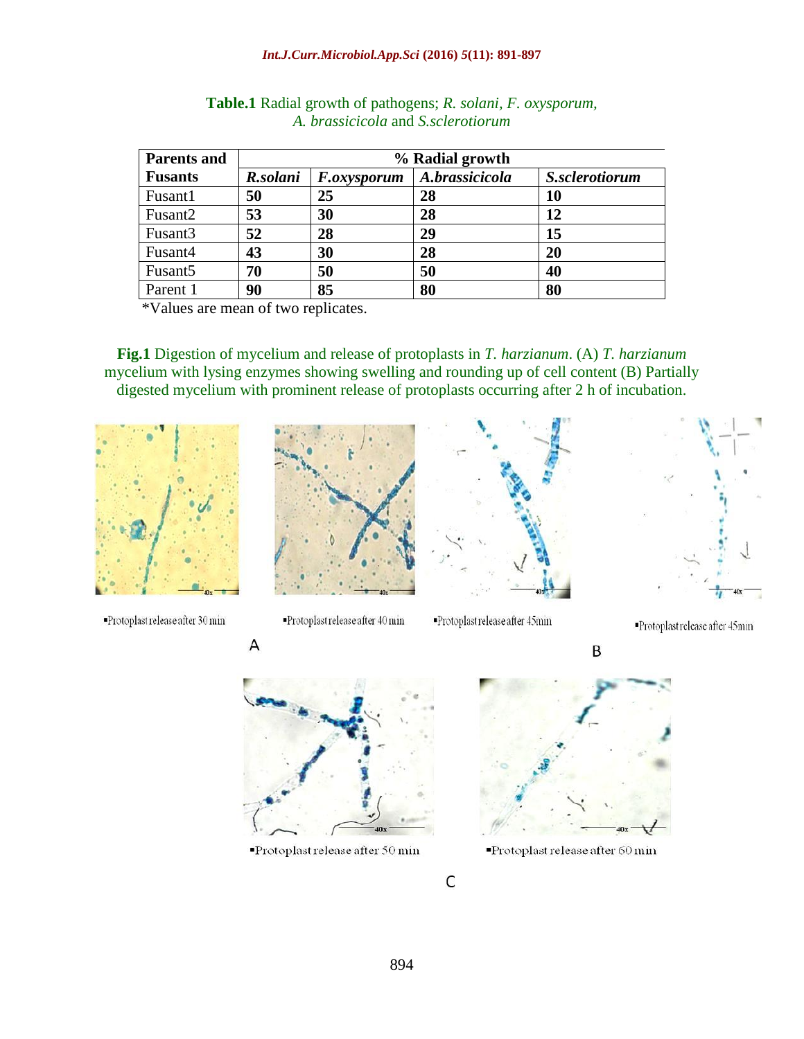**Table.1** Radial growth of pathogens; *R. solani, F. oxysporum, A. brassicicola* and *S.sclerotiorum*

| Parents and Fusants | % Radial growth | | | |
|---|---|---|---|---|
| | ***R.solani*** | ***F.oxysporum*** | ***A.brassicicola*** | ***S.sclerotiorum*** |
| Fusant1 | **50** | **25** | **28** | **10** |
| Fusant2 | **53** | **30** | **28** | **12** |
| Fusant3 | **52** | **28** | **29** | **15** |
| Fusant4 | **43** | **30** | **28** | **20** |
| Fusant5 | **70** | **50** | **50** | **40** |
| Parent 1 | **90** | **85** | **80** | **80** |

*Values are mean of two replicates.

**Fig.1** Digestion of mycelium and release of protoplasts in *T. harzianum*. (A) *T. harzianum* mycelium with lysing enzymes showing swelling and rounding up of cell content (B) Partially digested mycelium with prominent release of protoplasts occurring after 2 h of incubation.

▪Protoplast release after 30 min

▪Protoplast release after 40 min

▪Protoplast release after 45min

▪Protoplast release after 45min

A

B

▪Protoplast release after 50 min

▪Protoplast release after 60 min

C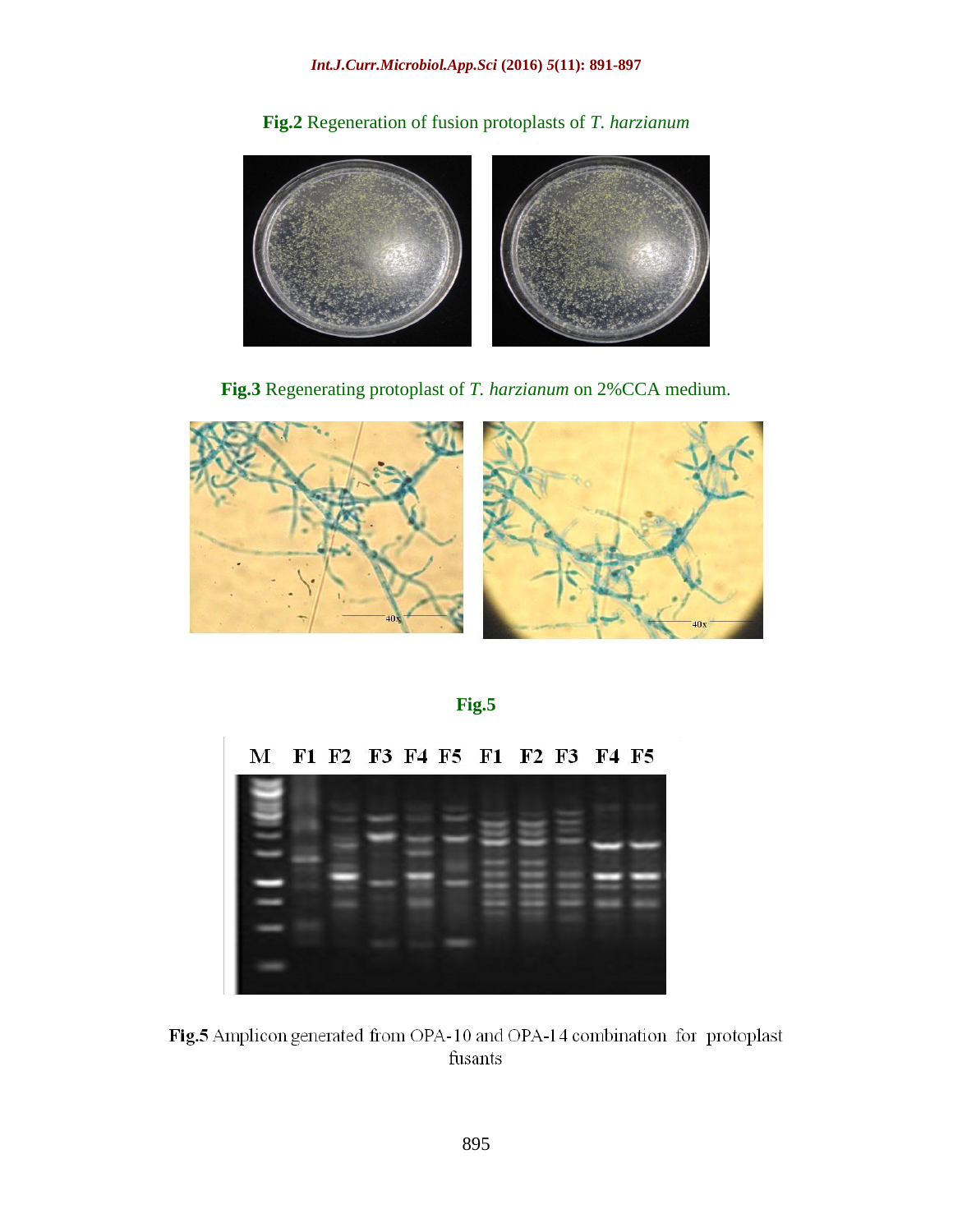**Fig.2** Regeneration of fusion protoplasts of *T. harzianum*

**Fig.3** Regenerating protoplast of *T. harzianum* on 2%CCA medium.

**Fig.5**

**Fig.5** Amplicon generated from OPA-10 and OPA-14 combination for protoplast fusants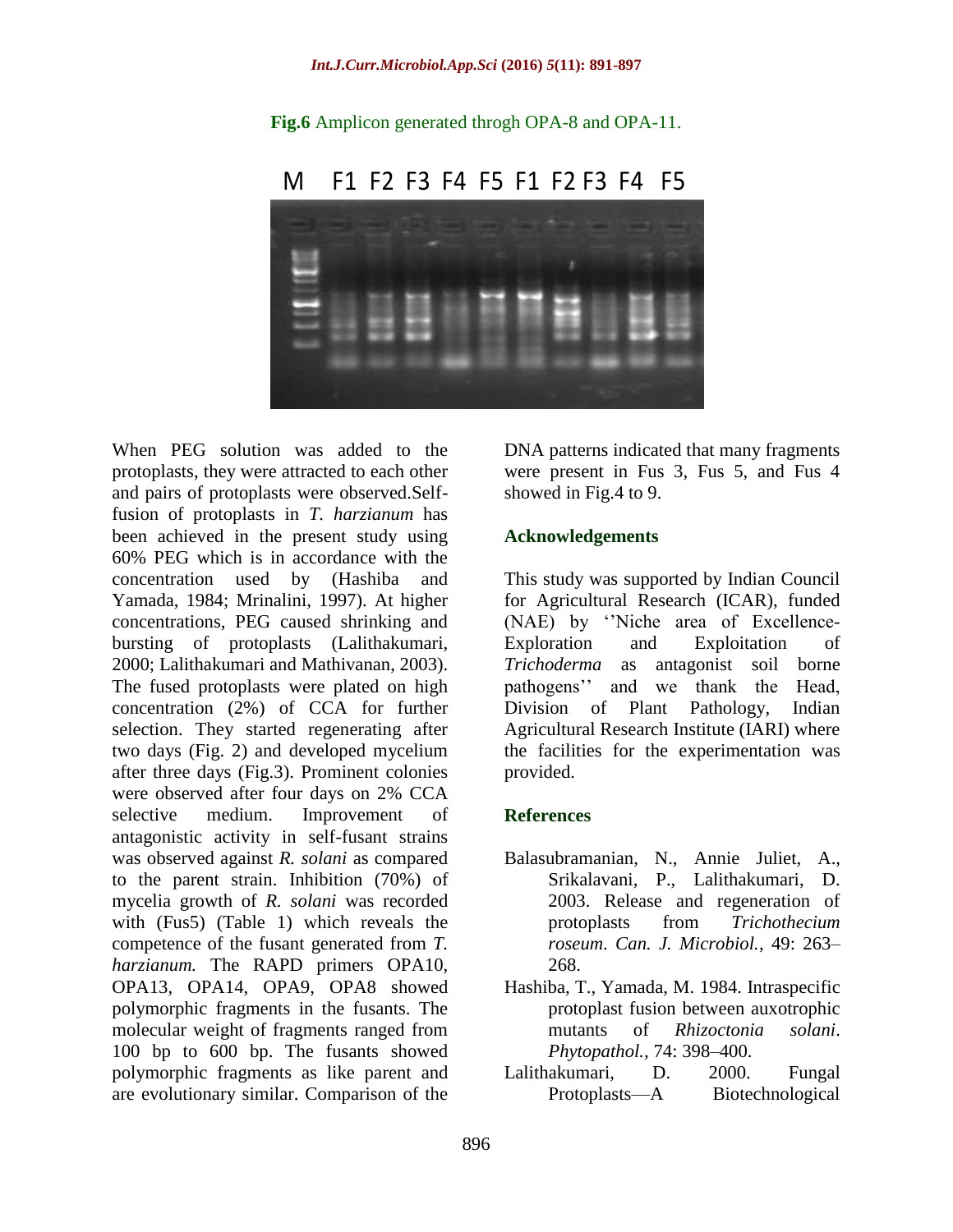**Fig.6** Amplicon generated throgh OPA-8 and OPA-11.

When PEG solution was added to the protoplasts, they were attracted to each other and pairs of protoplasts were observed.Self-fusion of protoplasts in *T. harzianum* has been achieved in the present study using 60% PEG which is in accordance with the concentration used by (Hashiba and Yamada, 1984; Mrinalini, 1997). At higher concentrations, PEG caused shrinking and bursting of protoplasts (Lalithakumari, 2000; Lalithakumari and Mathivanan, 2003). The fused protoplasts were plated on high concentration (2%) of CCA for further selection. They started regenerating after two days (Fig. 2) and developed mycelium after three days (Fig.3). Prominent colonies were observed after four days on 2% CCA selective medium. Improvement of antagonistic activity in self-fusant strains was observed against *R. solani* as compared to the parent strain. Inhibition (70%) of mycelia growth of *R. solani* was recorded with (Fus5) (Table 1) which reveals the competence of the fusant generated from *T. harzianum.* The RAPD primers OPA10, OPA13, OPA14, OPA9, OPA8 showed polymorphic fragments in the fusants. The molecular weight of fragments ranged from 100 bp to 600 bp. The fusants showed polymorphic fragments as like parent and are evolutionary similar. Comparison of the DNA patterns indicated that many fragments were present in Fus 3, Fus 5, and Fus 4 showed in Fig.4 to 9.

## Acknowledgements

This study was supported by Indian Council for Agricultural Research (ICAR), funded (NAE) by ''Niche area of Excellence-Exploration and Exploitation of *Trichoderma* as antagonist soil borne pathogens'' and we thank the Head, Division of Plant Pathology, Indian Agricultural Research Institute (IARI) where the facilities for the experimentation was provided.

## References

- Balasubramanian, N., Annie Juliet, A., Srikalavani, P., Lalithakumari, D. 2003. Release and regeneration of protoplasts from *Trichothecium roseum*. *Can. J. Microbiol.,* 49: 263–268.
- Hashiba, T., Yamada, M. 1984. Intraspecific protoplast fusion between auxotrophic mutants of *Rhizoctonia solani*. *Phytopathol.,* 74: 398–400.
- Lalithakumari, D. 2000. Fungal Protoplasts—A Biotechnological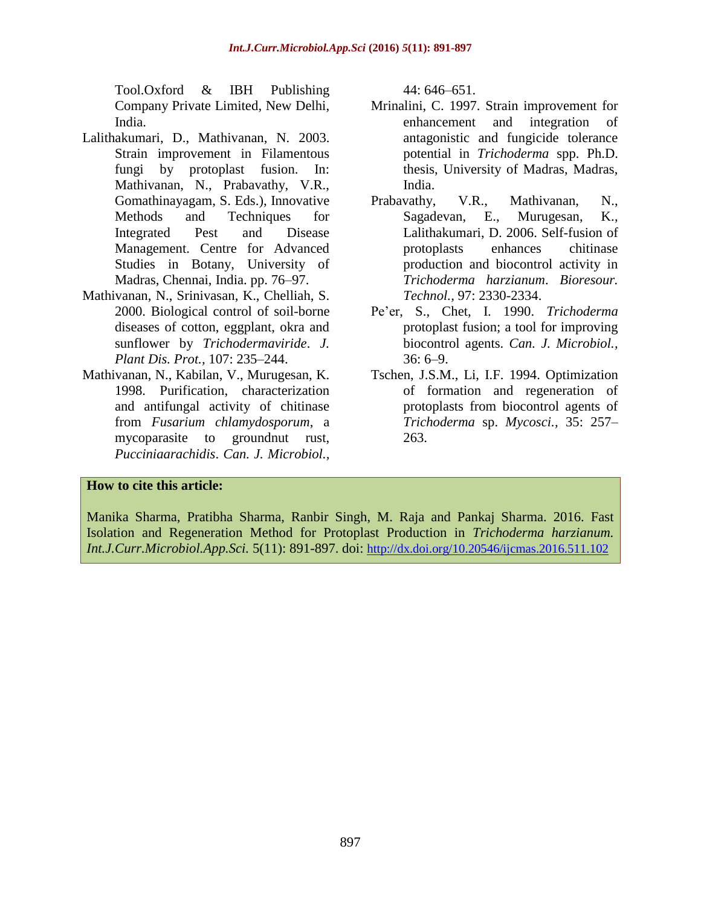Tool.Oxford & IBH Publishing Company Private Limited, New Delhi, India.

Lalithakumari, D., Mathivanan, N. 2003. Strain improvement in Filamentous fungi by protoplast fusion. In: Mathivanan, N., Prabavathy, V.R., Gomathinayagam, S. Eds.), Innovative Methods and Techniques for Integrated Pest and Disease Management. Centre for Advanced Studies in Botany, University of Madras, Chennai, India. pp. 76–97.

Mathivanan, N., Srinivasan, K., Chelliah, S. 2000. Biological control of soil-borne diseases of cotton, eggplant, okra and sunflower by *Trichodermaviride*. *J. Plant Dis. Prot.,* 107: 235–244.

Mathivanan, N., Kabilan, V., Murugesan, K. 1998. Purification, characterization and antifungal activity of chitinase from *Fusarium chlamydosporum*, a mycoparasite to groundnut rust, *Pucciniaarachidis*. *Can. J. Microbiol.,* 44: 646–651.

Mrinalini, C. 1997. Strain improvement for enhancement and integration of antagonistic and fungicide tolerance potential in *Trichoderma* spp. Ph.D. thesis, University of Madras, Madras, India.

Prabavathy, V.R., Mathivanan, N., Sagadevan, E., Murugesan, K., Lalithakumari, D. 2006. Self-fusion of protoplasts enhances chitinase production and biocontrol activity in *Trichoderma harzianum*. *Bioresour. Technol.,* 97: 2330-2334.

Pe'er, S., Chet, I. 1990. *Trichoderma* protoplast fusion; a tool for improving biocontrol agents. *Can. J. Microbiol.,* 36: 6–9.

Tschen, J.S.M., Li, I.F. 1994. Optimization of formation and regeneration of protoplasts from biocontrol agents of *Trichoderma* sp. *Mycosci.,* 35: 257–263.

**How to cite this article:**

Manika Sharma, Pratibha Sharma, Ranbir Singh, M. Raja and Pankaj Sharma. 2016. Fast Isolation and Regeneration Method for Protoplast Production in *Trichoderma harzianum. Int.J.Curr.Microbiol.App.Sci.* 5(11): 891-897. doi: http://dx.doi.org/10.20546/ijcmas.2016.511.102